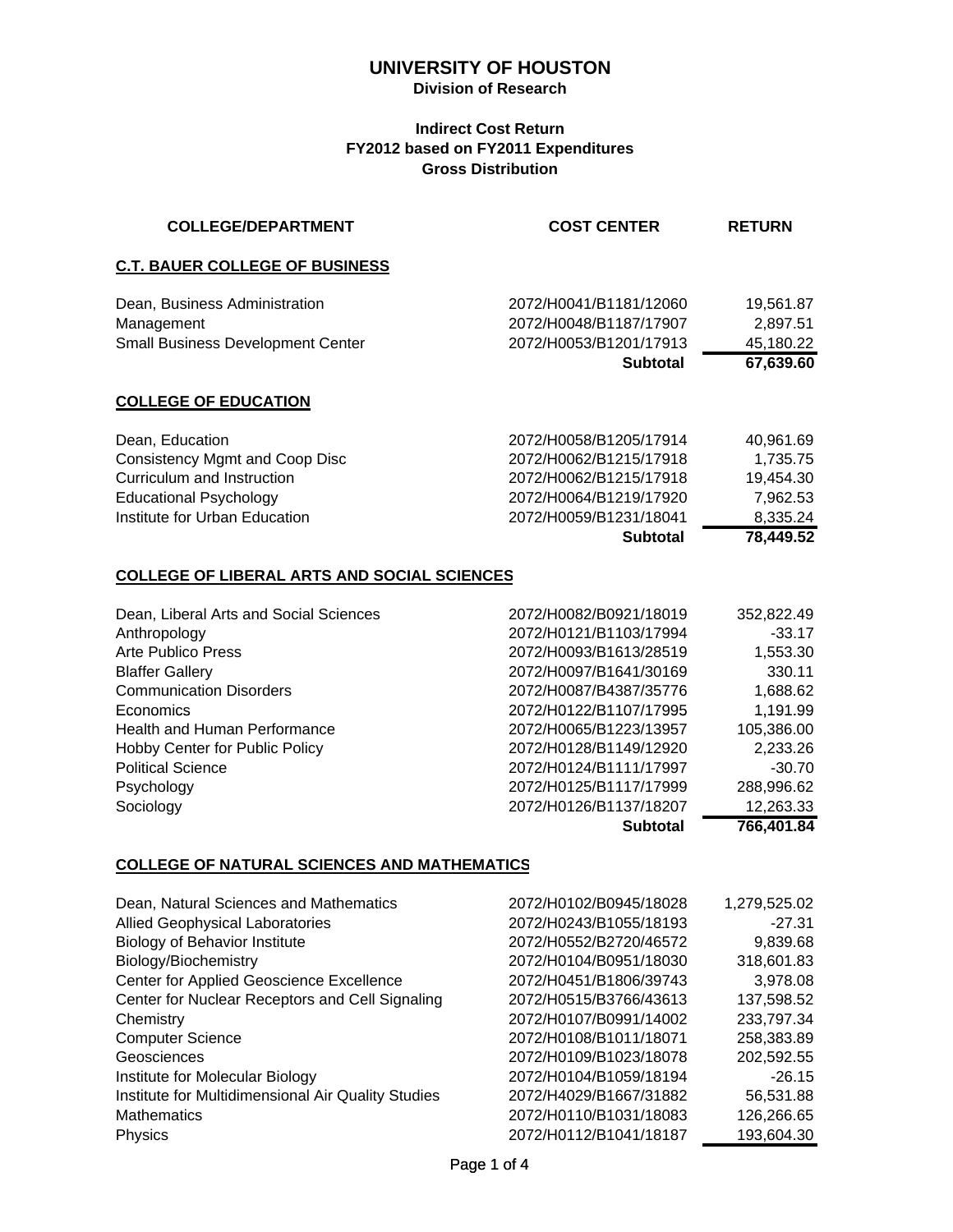# UNIVERSITY OF HOUSTON

**Division of Research**

**Indirect Cost Return**
**FY2012 based on FY2011 Expenditures**
**Gross Distribution**

| COLLEGE/DEPARTMENT | COST CENTER | RETURN |
|---|---|---|
| **C.T. BAUER COLLEGE OF BUSINESS** | | |
| Dean, Business Administration | 2072/H0041/B1181/12060 | 19,561.87 |
| Management | 2072/H0048/B1187/17907 | 2,897.51 |
| Small Business Development Center | 2072/H0053/B1201/17913 | 45,180.22 |
| | **Subtotal** | **67,639.60** |
| **COLLEGE OF EDUCATION** | | |
| Dean, Education | 2072/H0058/B1205/17914 | 40,961.69 |
| Consistency Mgmt and Coop Disc | 2072/H0062/B1215/17918 | 1,735.75 |
| Curriculum and Instruction | 2072/H0062/B1215/17918 | 19,454.30 |
| Educational Psychology | 2072/H0064/B1219/17920 | 7,962.53 |
| Institute for Urban Education | 2072/H0059/B1231/18041 | 8,335.24 |
| | **Subtotal** | **78,449.52** |
| **COLLEGE OF LIBERAL ARTS AND SOCIAL SCIENCES** | | |
| Dean, Liberal Arts and Social Sciences | 2072/H0082/B0921/18019 | 352,822.49 |
| Anthropology | 2072/H0121/B1103/17994 | -33.17 |
| Arte Publico Press | 2072/H0093/B1613/28519 | 1,553.30 |
| Blaffer Gallery | 2072/H0097/B1641/30169 | 330.11 |
| Communication Disorders | 2072/H0087/B4387/35776 | 1,688.62 |
| Economics | 2072/H0122/B1107/17995 | 1,191.99 |
| Health and Human Performance | 2072/H0065/B1223/13957 | 105,386.00 |
| Hobby Center for Public Policy | 2072/H0128/B1149/12920 | 2,233.26 |
| Political Science | 2072/H0124/B1111/17997 | -30.70 |
| Psychology | 2072/H0125/B1117/17999 | 288,996.62 |
| Sociology | 2072/H0126/B1137/18207 | 12,263.33 |
| | **Subtotal** | **766,401.84** |
| **COLLEGE OF NATURAL SCIENCES AND MATHEMATICS** | | |
| Dean, Natural Sciences and Mathematics | 2072/H0102/B0945/18028 | 1,279,525.02 |
| Allied Geophysical Laboratories | 2072/H0243/B1055/18193 | -27.31 |
| Biology of Behavior Institute | 2072/H0552/B2720/46572 | 9,839.68 |
| Biology/Biochemistry | 2072/H0104/B0951/18030 | 318,601.83 |
| Center for Applied Geoscience Excellence | 2072/H0451/B1806/39743 | 3,978.08 |
| Center for Nuclear Receptors and Cell Signaling | 2072/H0515/B3766/43613 | 137,598.52 |
| Chemistry | 2072/H0107/B0991/14002 | 233,797.34 |
| Computer Science | 2072/H0108/B1011/18071 | 258,383.89 |
| Geosciences | 2072/H0109/B1023/18078 | 202,592.55 |
| Institute for Molecular Biology | 2072/H0104/B1059/18194 | -26.15 |
| Institute for Multidimensional Air Quality Studies | 2072/H4029/B1667/31882 | 56,531.88 |
| Mathematics | 2072/H0110/B1031/18083 | 126,266.65 |
| Physics | 2072/H0112/B1041/18187 | 193,604.30 |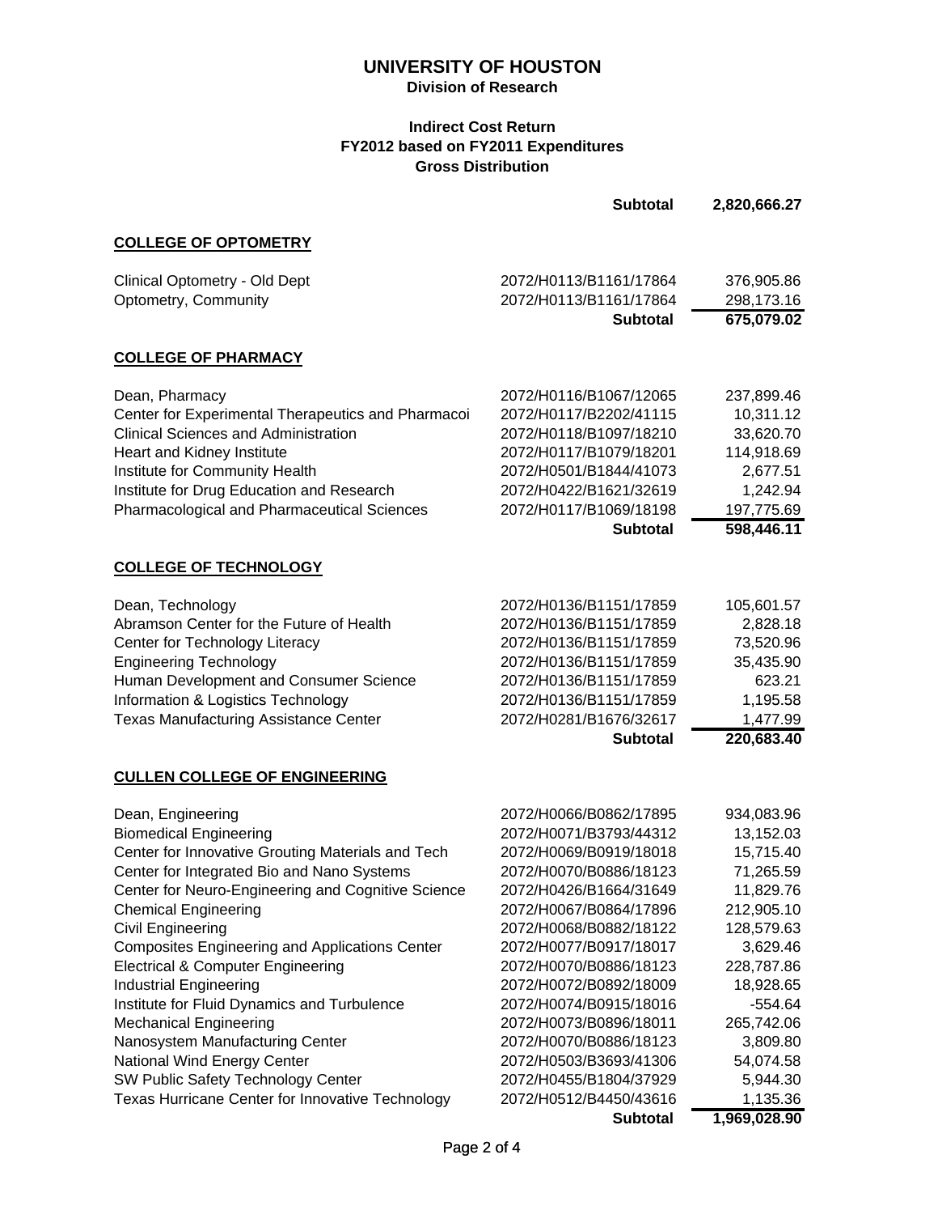# UNIVERSITY OF HOUSTON

**Division of Research**

**Indirect Cost Return**
**FY2012 based on FY2011 Expenditures**
**Gross Distribution**

| | | |
|---|---|---|
| | **Subtotal** | **2,820,666.27** |

## COLLEGE OF OPTOMETRY

| | | |
|---|---|---|
| Clinical Optometry - Old Dept | 2072/H0113/B1161/17864 | 376,905.86 |
| Optometry, Community | 2072/H0113/B1161/17864 | 298,173.16 |
| | **Subtotal** | **675,079.02** |

## COLLEGE OF PHARMACY

| | | |
|---|---|---|
| Dean, Pharmacy | 2072/H0116/B1067/12065 | 237,899.46 |
| Center for Experimental Therapeutics and Pharmacoi | 2072/H0117/B2202/41115 | 10,311.12 |
| Clinical Sciences and Administration | 2072/H0118/B1097/18210 | 33,620.70 |
| Heart and Kidney Institute | 2072/H0117/B1079/18201 | 114,918.69 |
| Institute for Community Health | 2072/H0501/B1844/41073 | 2,677.51 |
| Institute for Drug Education and Research | 2072/H0422/B1621/32619 | 1,242.94 |
| Pharmacological and Pharmaceutical Sciences | 2072/H0117/B1069/18198 | 197,775.69 |
| | **Subtotal** | **598,446.11** |

## COLLEGE OF TECHNOLOGY

| | | |
|---|---|---|
| Dean, Technology | 2072/H0136/B1151/17859 | 105,601.57 |
| Abramson Center for the Future of Health | 2072/H0136/B1151/17859 | 2,828.18 |
| Center for Technology Literacy | 2072/H0136/B1151/17859 | 73,520.96 |
| Engineering Technology | 2072/H0136/B1151/17859 | 35,435.90 |
| Human Development and Consumer Science | 2072/H0136/B1151/17859 | 623.21 |
| Information & Logistics Technology | 2072/H0136/B1151/17859 | 1,195.58 |
| Texas Manufacturing Assistance Center | 2072/H0281/B1676/32617 | 1,477.99 |
| | **Subtotal** | **220,683.40** |

## CULLEN COLLEGE OF ENGINEERING

| | | |
|---|---|---|
| Dean, Engineering | 2072/H0066/B0862/17895 | 934,083.96 |
| Biomedical Engineering | 2072/H0071/B3793/44312 | 13,152.03 |
| Center for Innovative Grouting Materials and Tech | 2072/H0069/B0919/18018 | 15,715.40 |
| Center for Integrated Bio and Nano Systems | 2072/H0070/B0886/18123 | 71,265.59 |
| Center for Neuro-Engineering and Cognitive Science | 2072/H0426/B1664/31649 | 11,829.76 |
| Chemical Engineering | 2072/H0067/B0864/17896 | 212,905.10 |
| Civil Engineering | 2072/H0068/B0882/18122 | 128,579.63 |
| Composites Engineering and Applications Center | 2072/H0077/B0917/18017 | 3,629.46 |
| Electrical & Computer Engineering | 2072/H0070/B0886/18123 | 228,787.86 |
| Industrial Engineering | 2072/H0072/B0892/18009 | 18,928.65 |
| Institute for Fluid Dynamics and Turbulence | 2072/H0074/B0915/18016 | -554.64 |
| Mechanical Engineering | 2072/H0073/B0896/18011 | 265,742.06 |
| Nanosystem Manufacturing Center | 2072/H0070/B0886/18123 | 3,809.80 |
| National Wind Energy Center | 2072/H0503/B3693/41306 | 54,074.58 |
| SW Public Safety Technology Center | 2072/H0455/B1804/37929 | 5,944.30 |
| Texas Hurricane Center for Innovative Technology | 2072/H0512/B4450/43616 | 1,135.36 |
| | **Subtotal** | **1,969,028.90** |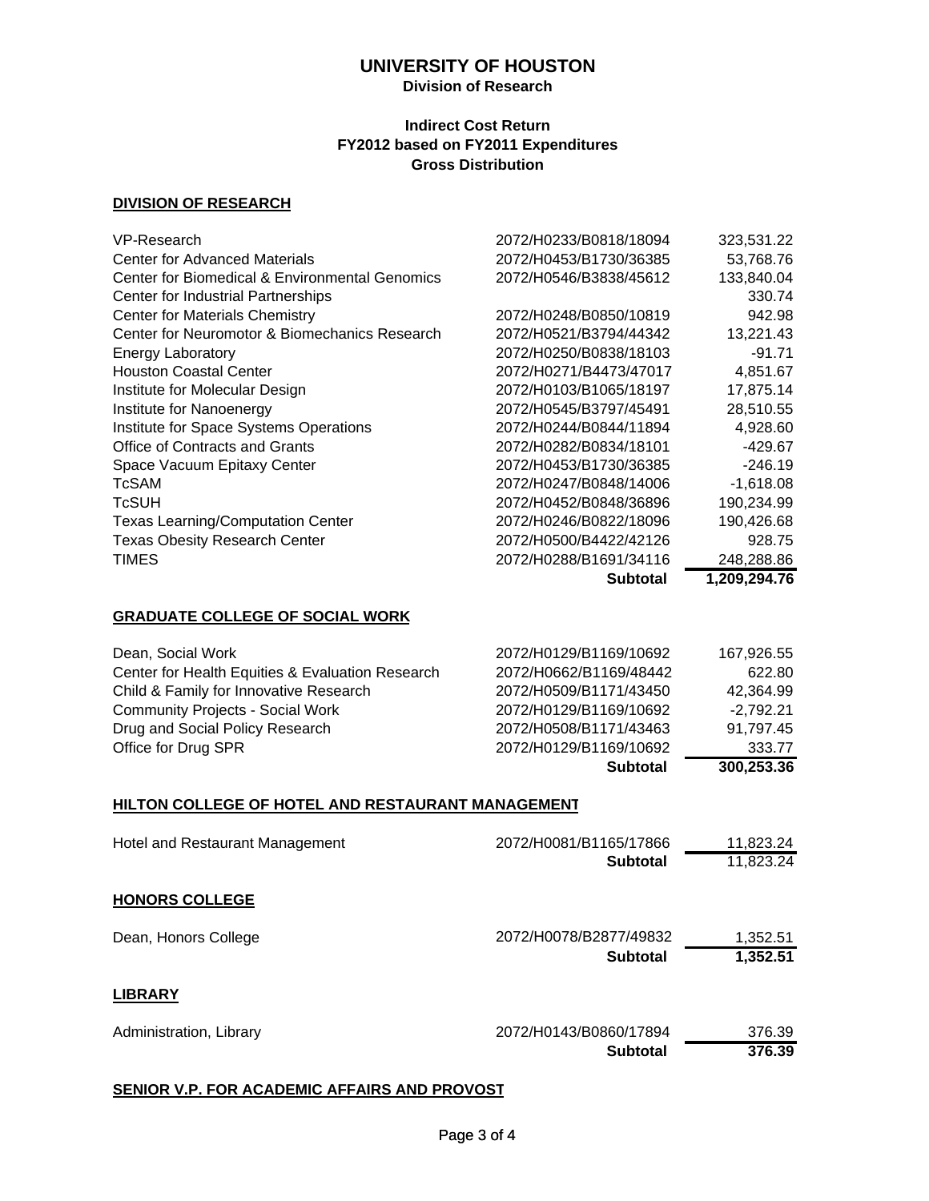# UNIVERSITY OF HOUSTON

**Division of Research**

**Indirect Cost Return**
**FY2012 based on FY2011 Expenditures**
**Gross Distribution**

## DIVISION OF RESEARCH

| | | |
|---|---|---|
| VP-Research | 2072/H0233/B0818/18094 | 323,531.22 |
| Center for Advanced Materials | 2072/H0453/B1730/36385 | 53,768.76 |
| Center for Biomedical & Environmental Genomics | 2072/H0546/B3838/45612 | 133,840.04 |
| Center for Industrial Partnerships | | 330.74 |
| Center for Materials Chemistry | 2072/H0248/B0850/10819 | 942.98 |
| Center for Neuromotor & Biomechanics Research | 2072/H0521/B3794/44342 | 13,221.43 |
| Energy Laboratory | 2072/H0250/B0838/18103 | -91.71 |
| Houston Coastal Center | 2072/H0271/B4473/47017 | 4,851.67 |
| Institute for Molecular Design | 2072/H0103/B1065/18197 | 17,875.14 |
| Institute for Nanoenergy | 2072/H0545/B3797/45491 | 28,510.55 |
| Institute for Space Systems Operations | 2072/H0244/B0844/11894 | 4,928.60 |
| Office of Contracts and Grants | 2072/H0282/B0834/18101 | -429.67 |
| Space Vacuum Epitaxy Center | 2072/H0453/B1730/36385 | -246.19 |
| TcSAM | 2072/H0247/B0848/14006 | -1,618.08 |
| TcSUH | 2072/H0452/B0848/36896 | 190,234.99 |
| Texas Learning/Computation Center | 2072/H0246/B0822/18096 | 190,426.68 |
| Texas Obesity Research Center | 2072/H0500/B4422/42126 | 928.75 |
| TIMES | 2072/H0288/B1691/34116 | 248,288.86 |
| | **Subtotal** | **1,209,294.76** |

## GRADUATE COLLEGE OF SOCIAL WORK

| | | |
|---|---|---|
| Dean, Social Work | 2072/H0129/B1169/10692 | 167,926.55 |
| Center for Health Equities & Evaluation Research | 2072/H0662/B1169/48442 | 622.80 |
| Child & Family for Innovative Research | 2072/H0509/B1171/43450 | 42,364.99 |
| Community Projects - Social Work | 2072/H0129/B1169/10692 | -2,792.21 |
| Drug and Social Policy Research | 2072/H0508/B1171/43463 | 91,797.45 |
| Office for Drug SPR | 2072/H0129/B1169/10692 | 333.77 |
| | **Subtotal** | **300,253.36** |

## HILTON COLLEGE OF HOTEL AND RESTAURANT MANAGEMENT

| | | |
|---|---|---|
| Hotel and Restaurant Management | 2072/H0081/B1165/17866 | 11,823.24 |
| | **Subtotal** | 11,823.24 |

## HONORS COLLEGE

| | | |
|---|---|---|
| Dean, Honors College | 2072/H0078/B2877/49832 | 1,352.51 |
| | **Subtotal** | **1,352.51** |

## LIBRARY

| | | |
|---|---|---|
| Administration, Library | 2072/H0143/B0860/17894 | 376.39 |
| | **Subtotal** | **376.39** |

## SENIOR V.P. FOR ACADEMIC AFFAIRS AND PROVOST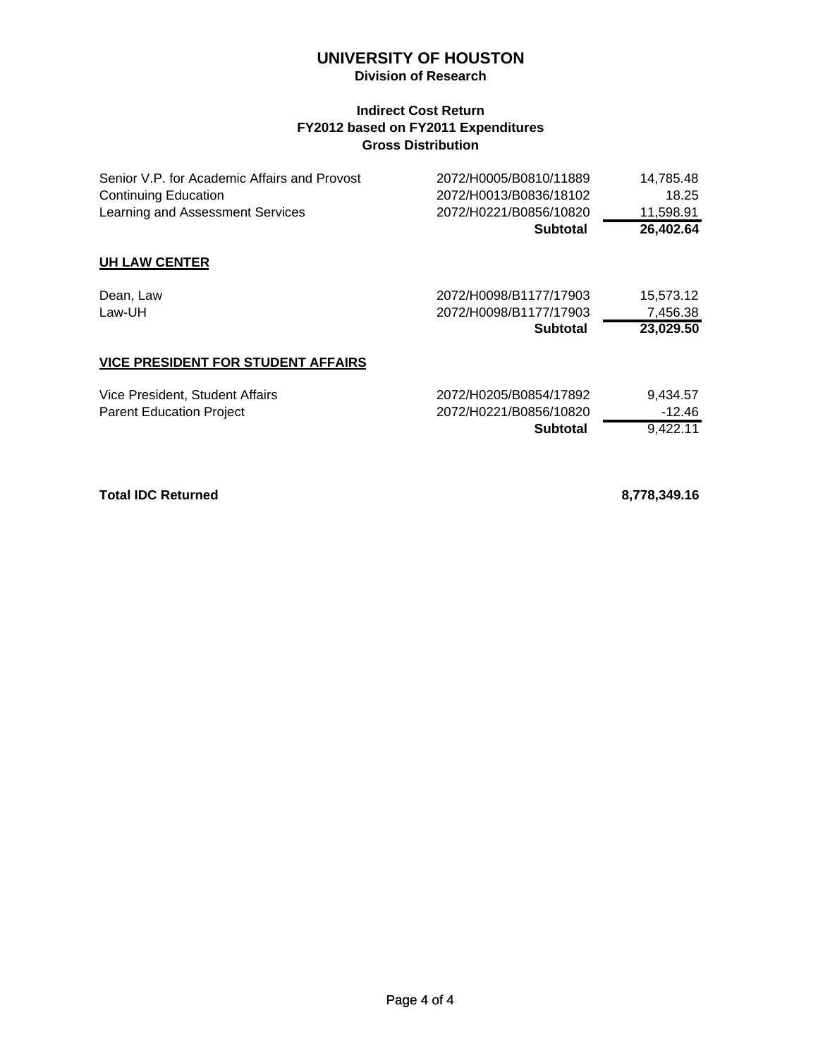# UNIVERSITY OF HOUSTON

**Division of Research**

**Indirect Cost Return**
**FY2012 based on FY2011 Expenditures**
**Gross Distribution**

| | | |
|---|---|---|
| Senior V.P. for Academic Affairs and Provost | 2072/H0005/B0810/11889 | 14,785.48 |
| Continuing Education | 2072/H0013/B0836/18102 | 18.25 |
| Learning and Assessment Services | 2072/H0221/B0856/10820 | 11,598.91 |
| | **Subtotal** | **26,402.64** |

**UH LAW CENTER**

| | | |
|---|---|---|
| Dean, Law | 2072/H0098/B1177/17903 | 15,573.12 |
| Law-UH | 2072/H0098/B1177/17903 | 7,456.38 |
| | **Subtotal** | **23,029.50** |

**VICE PRESIDENT FOR STUDENT AFFAIRS**

| | | |
|---|---|---|
| Vice President, Student Affairs | 2072/H0205/B0854/17892 | 9,434.57 |
| Parent Education Project | 2072/H0221/B0856/10820 | -12.46 |
| | **Subtotal** | 9,422.11 |

**Total IDC Returned** **8,778,349.16**